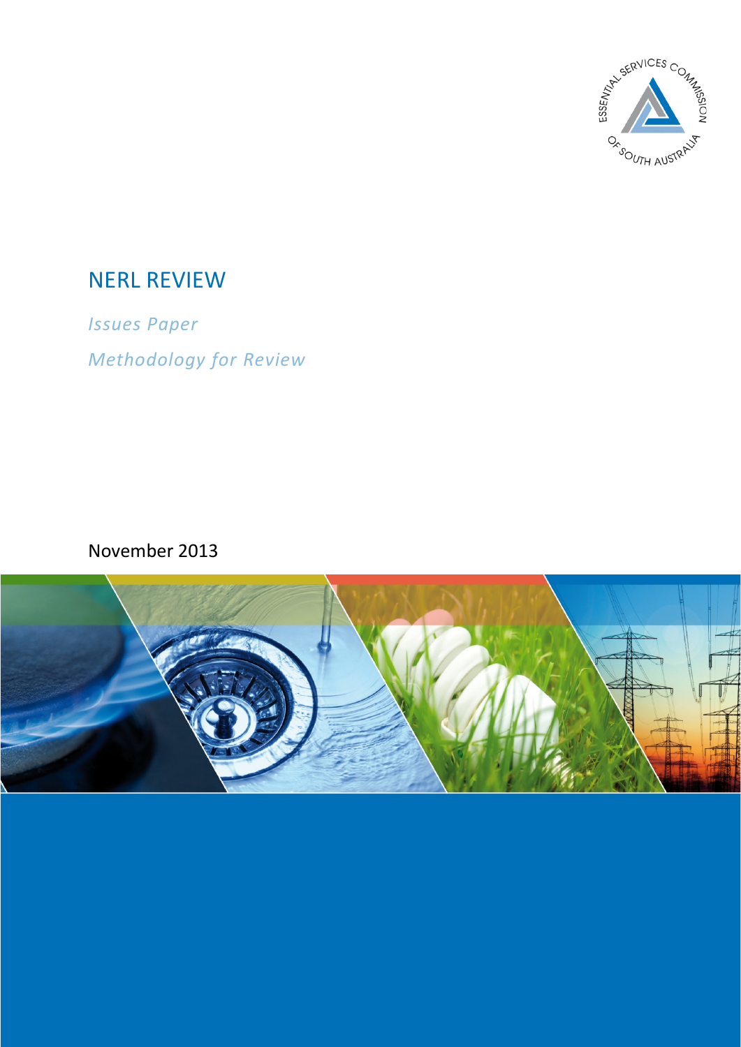# NERL REVIEW

*Issues Paper*

*Methodology for Review*

November 2013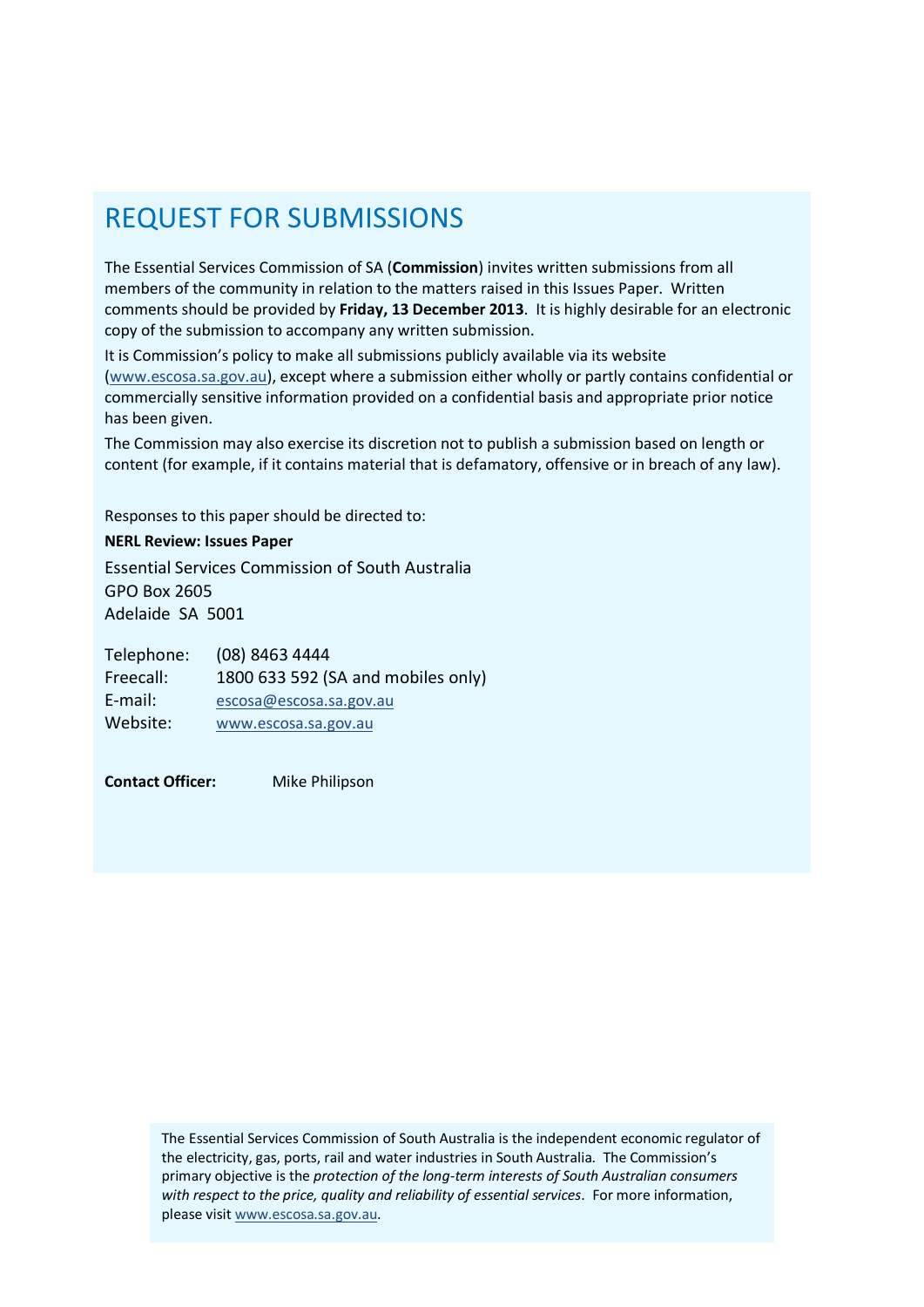# REQUEST FOR SUBMISSIONS

The Essential Services Commission of SA (**Commission**) invites written submissions from all members of the community in relation to the matters raised in this Issues Paper. Written comments should be provided by **Friday, 13 December 2013**. It is highly desirable for an electronic copy of the submission to accompany any written submission.

It is Commission's policy to make all submissions publicly available via its website (www.escosa.sa.gov.au), except where a submission either wholly or partly contains confidential or commercially sensitive information provided on a confidential basis and appropriate prior notice has been given.

The Commission may also exercise its discretion not to publish a submission based on length or content (for example, if it contains material that is defamatory, offensive or in breach of any law).

Responses to this paper should be directed to:

**NERL Review: Issues Paper**

Essential Services Commission of South Australia
GPO Box 2605
Adelaide SA 5001

| | |
|---|---|
| Telephone: | (08) 8463 4444 |
| Freecall: | 1800 633 592 (SA and mobiles only) |
| E-mail: | escosa@escosa.sa.gov.au |
| Website: | www.escosa.sa.gov.au |

**Contact Officer:** Mike Philipson

The Essential Services Commission of South Australia is the independent economic regulator of the electricity, gas, ports, rail and water industries in South Australia. The Commission's primary objective is the *protection of the long-term interests of South Australian consumers with respect to the price, quality and reliability of essential services*. For more information, please visit www.escosa.sa.gov.au.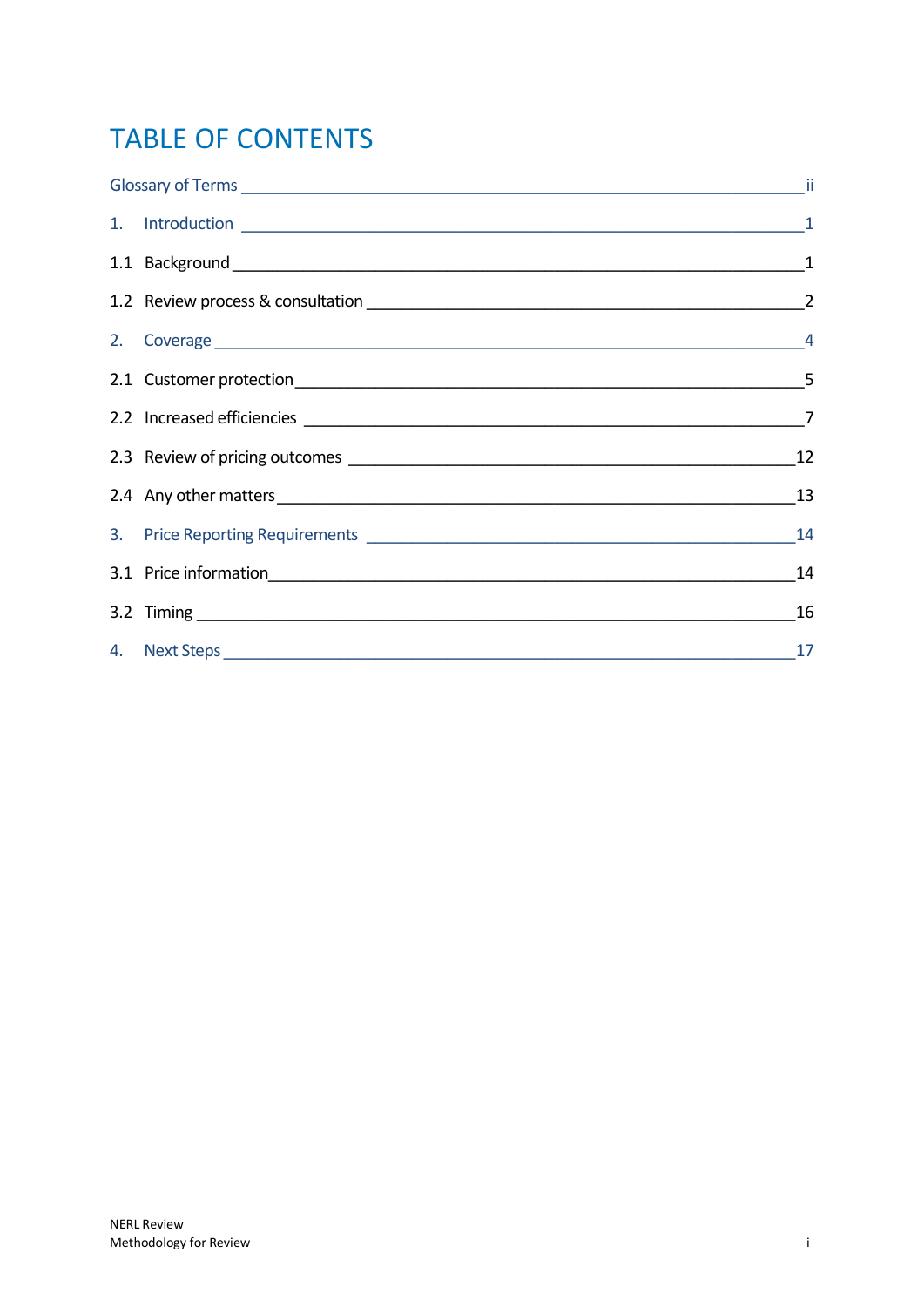# TABLE OF CONTENTS

Glossary of Terms ........ ii

1. Introduction ........ 1

1.1 Background ........ 1

1.2 Review process & consultation ........ 2

2. Coverage ........ 4

2.1 Customer protection ........ 5

2.2 Increased efficiencies ........ 7

2.3 Review of pricing outcomes ........ 12

2.4 Any other matters ........ 13

3. Price Reporting Requirements ........ 14

3.1 Price information ........ 14

3.2 Timing ........ 16

4. Next Steps ........ 17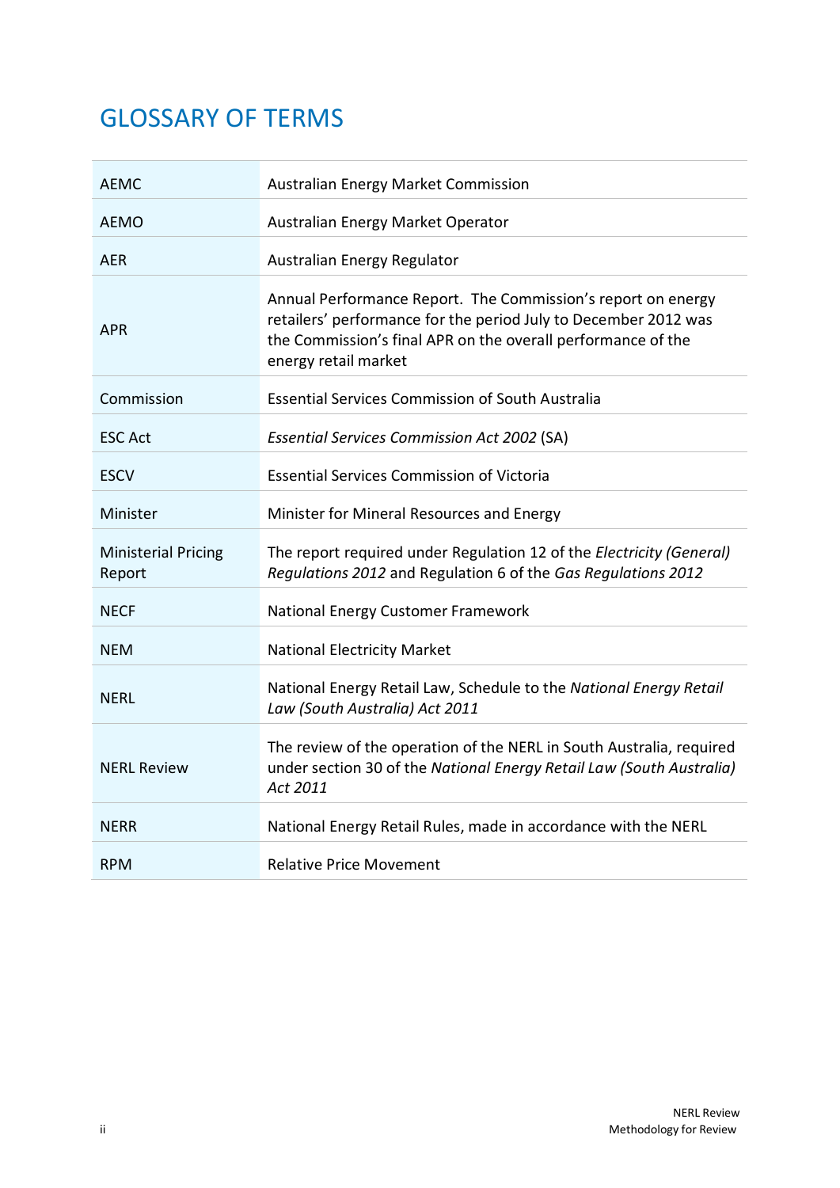# GLOSSARY OF TERMS

| | |
|---|---|
| AEMC | Australian Energy Market Commission |
| AEMO | Australian Energy Market Operator |
| AER | Australian Energy Regulator |
| APR | Annual Performance Report. The Commission's report on energy retailers' performance for the period July to December 2012 was the Commission's final APR on the overall performance of the energy retail market |
| Commission | Essential Services Commission of South Australia |
| ESC Act | *Essential Services Commission Act 2002* (SA) |
| ESCV | Essential Services Commission of Victoria |
| Minister | Minister for Mineral Resources and Energy |
| Ministerial Pricing Report | The report required under Regulation 12 of the *Electricity (General) Regulations 2012* and Regulation 6 of the *Gas Regulations 2012* |
| NECF | National Energy Customer Framework |
| NEM | National Electricity Market |
| NERL | National Energy Retail Law, Schedule to the *National Energy Retail Law (South Australia) Act 2011* |
| NERL Review | The review of the operation of the NERL in South Australia, required under section 30 of the *National Energy Retail Law (South Australia) Act 2011* |
| NERR | National Energy Retail Rules, made in accordance with the NERL |
| RPM | Relative Price Movement |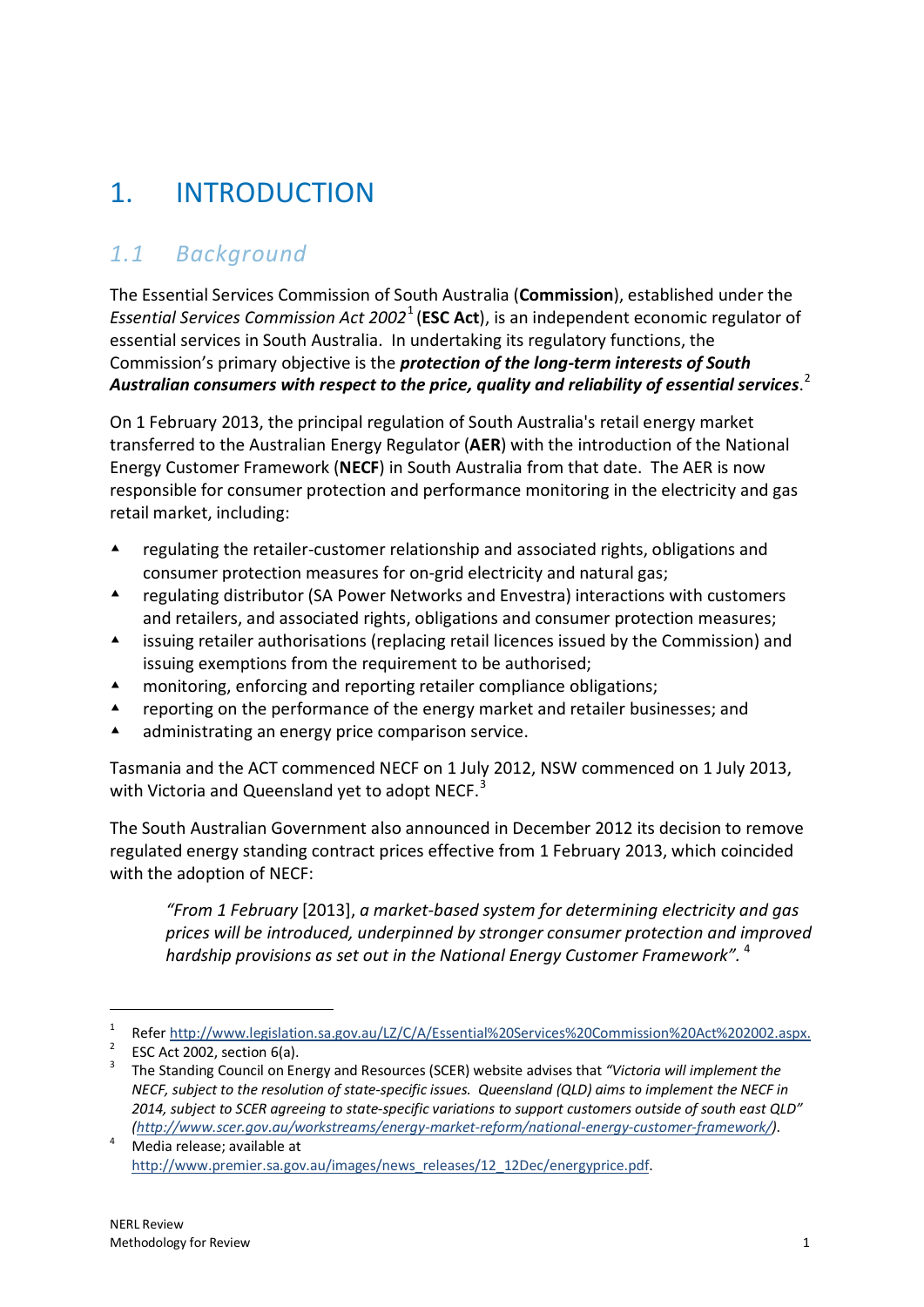# 1. INTRODUCTION

## *1.1 Background*

The Essential Services Commission of South Australia (**Commission**), established under the *Essential Services Commission Act 2002*[1] (**ESC Act**), is an independent economic regulator of essential services in South Australia. In undertaking its regulatory functions, the Commission's primary objective is the ***protection of the long-term interests of South Australian consumers with respect to the price, quality and reliability of essential services***.[2]

On 1 February 2013, the principal regulation of South Australia's retail energy market transferred to the Australian Energy Regulator (**AER**) with the introduction of the National Energy Customer Framework (**NECF**) in South Australia from that date. The AER is now responsible for consumer protection and performance monitoring in the electricity and gas retail market, including:

- regulating the retailer-customer relationship and associated rights, obligations and consumer protection measures for on-grid electricity and natural gas;
- regulating distributor (SA Power Networks and Envestra) interactions with customers and retailers, and associated rights, obligations and consumer protection measures;
- issuing retailer authorisations (replacing retail licences issued by the Commission) and issuing exemptions from the requirement to be authorised;
- monitoring, enforcing and reporting retailer compliance obligations;
- reporting on the performance of the energy market and retailer businesses; and
- administrating an energy price comparison service.

Tasmania and the ACT commenced NECF on 1 July 2012, NSW commenced on 1 July 2013, with Victoria and Queensland yet to adopt NECF.[3]

The South Australian Government also announced in December 2012 its decision to remove regulated energy standing contract prices effective from 1 February 2013, which coincided with the adoption of NECF:

> *"From 1 February* [2013], *a market-based system for determining electricity and gas prices will be introduced, underpinned by stronger consumer protection and improved hardship provisions as set out in the National Energy Customer Framework".* [4]

---

1 Refer http://www.legislation.sa.gov.au/LZ/C/A/Essential%20Services%20Commission%20Act%202002.aspx.

2 ESC Act 2002, section 6(a).

3 The Standing Council on Energy and Resources (SCER) website advises that *"Victoria will implement the NECF, subject to the resolution of state-specific issues. Queensland (QLD) aims to implement the NECF in 2014, subject to SCER agreeing to state-specific variations to support customers outside of south east QLD" (http://www.scer.gov.au/workstreams/energy-market-reform/national-energy-customer-framework/)*.

4 Media release; available at http://www.premier.sa.gov.au/images/news_releases/12_12Dec/energyprice.pdf.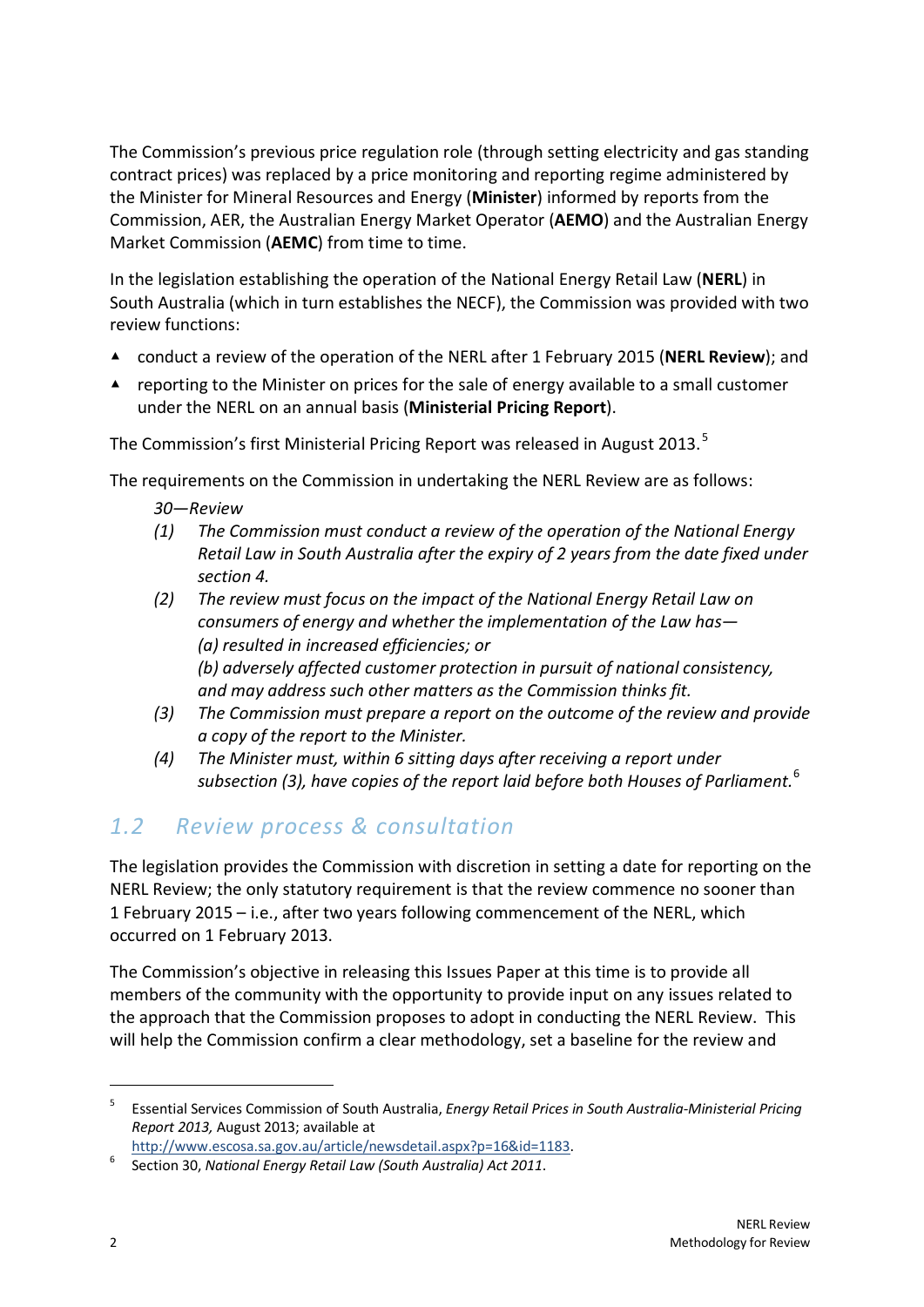The Commission's previous price regulation role (through setting electricity and gas standing contract prices) was replaced by a price monitoring and reporting regime administered by the Minister for Mineral Resources and Energy (**Minister**) informed by reports from the Commission, AER, the Australian Energy Market Operator (**AEMO**) and the Australian Energy Market Commission (**AEMC**) from time to time.

In the legislation establishing the operation of the National Energy Retail Law (**NERL**) in South Australia (which in turn establishes the NECF), the Commission was provided with two review functions:

- conduct a review of the operation of the NERL after 1 February 2015 (**NERL Review**); and
- reporting to the Minister on prices for the sale of energy available to a small customer under the NERL on an annual basis (**Ministerial Pricing Report**).

The Commission's first Ministerial Pricing Report was released in August 2013.[5]

The requirements on the Commission in undertaking the NERL Review are as follows:

> *30—Review*
>
> *(1) The Commission must conduct a review of the operation of the National Energy Retail Law in South Australia after the expiry of 2 years from the date fixed under section 4.*
>
> *(2) The review must focus on the impact of the National Energy Retail Law on consumers of energy and whether the implementation of the Law has—*
> *(a) resulted in increased efficiencies; or*
> *(b) adversely affected customer protection in pursuit of national consistency, and may address such other matters as the Commission thinks fit.*
>
> *(3) The Commission must prepare a report on the outcome of the review and provide a copy of the report to the Minister.*
>
> *(4) The Minister must, within 6 sitting days after receiving a report under subsection (3), have copies of the report laid before both Houses of Parliament.*[6]

## 1.2 Review process & consultation

The legislation provides the Commission with discretion in setting a date for reporting on the NERL Review; the only statutory requirement is that the review commence no sooner than 1 February 2015 – i.e., after two years following commencement of the NERL, which occurred on 1 February 2013.

The Commission's objective in releasing this Issues Paper at this time is to provide all members of the community with the opportunity to provide input on any issues related to the approach that the Commission proposes to adopt in conducting the NERL Review. This will help the Commission confirm a clear methodology, set a baseline for the review and

---

[5] Essential Services Commission of South Australia, *Energy Retail Prices in South Australia-Ministerial Pricing Report 2013,* August 2013; available at http://www.escosa.sa.gov.au/article/newsdetail.aspx?p=16&id=1183.

[6] Section 30, *National Energy Retail Law (South Australia) Act 2011*.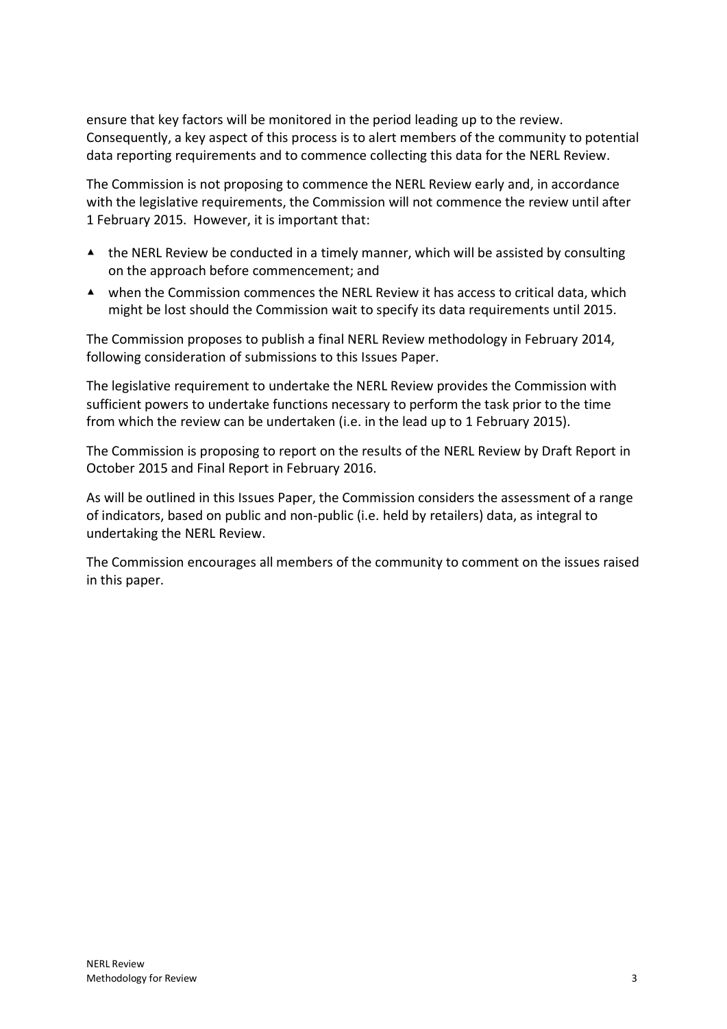ensure that key factors will be monitored in the period leading up to the review. Consequently, a key aspect of this process is to alert members of the community to potential data reporting requirements and to commence collecting this data for the NERL Review.

The Commission is not proposing to commence the NERL Review early and, in accordance with the legislative requirements, the Commission will not commence the review until after 1 February 2015. However, it is important that:

- the NERL Review be conducted in a timely manner, which will be assisted by consulting on the approach before commencement; and
- when the Commission commences the NERL Review it has access to critical data, which might be lost should the Commission wait to specify its data requirements until 2015.

The Commission proposes to publish a final NERL Review methodology in February 2014, following consideration of submissions to this Issues Paper.

The legislative requirement to undertake the NERL Review provides the Commission with sufficient powers to undertake functions necessary to perform the task prior to the time from which the review can be undertaken (i.e. in the lead up to 1 February 2015).

The Commission is proposing to report on the results of the NERL Review by Draft Report in October 2015 and Final Report in February 2016.

As will be outlined in this Issues Paper, the Commission considers the assessment of a range of indicators, based on public and non-public (i.e. held by retailers) data, as integral to undertaking the NERL Review.

The Commission encourages all members of the community to comment on the issues raised in this paper.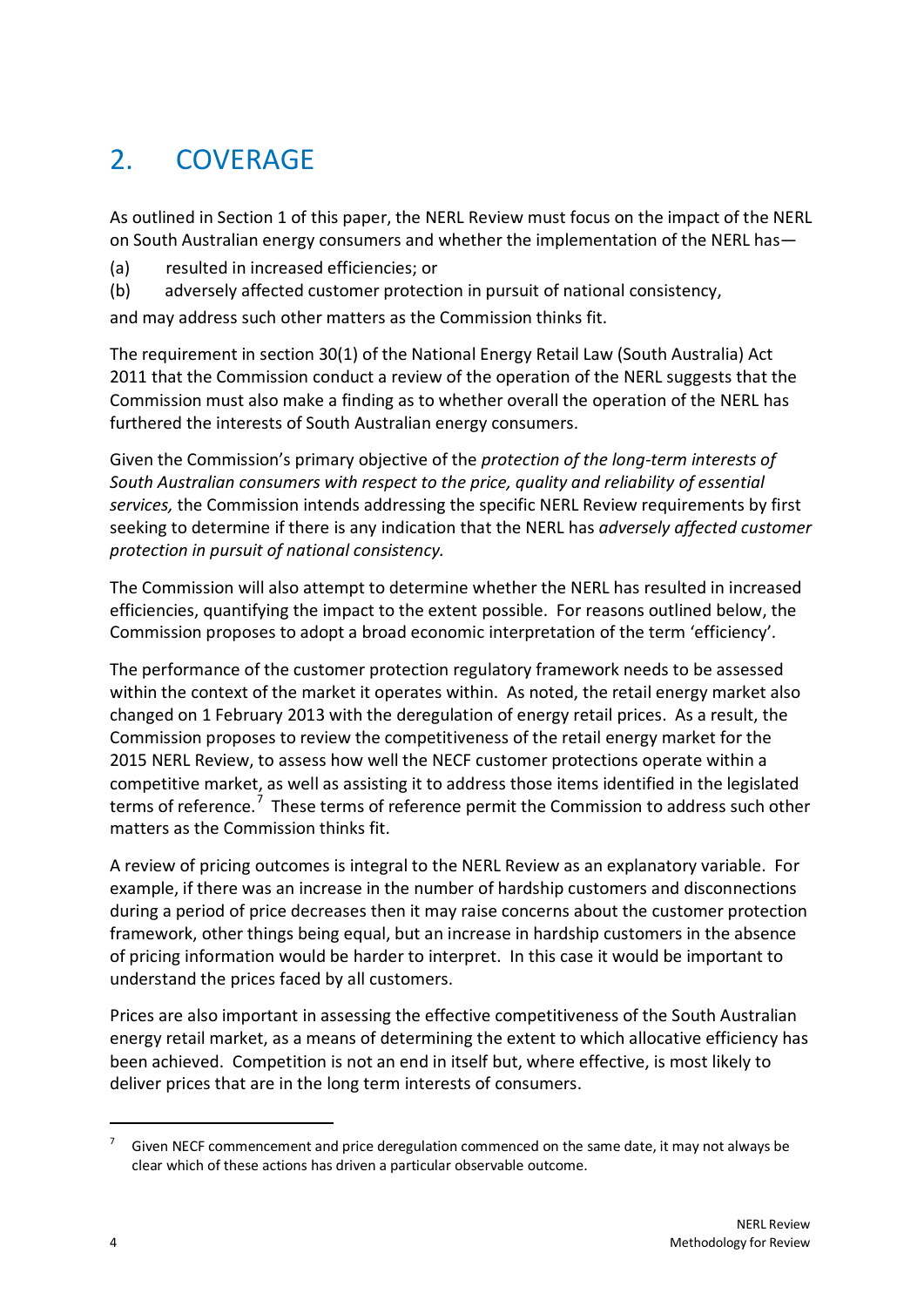# 2. COVERAGE

As outlined in Section 1 of this paper, the NERL Review must focus on the impact of the NERL on South Australian energy consumers and whether the implementation of the NERL has—

(a) resulted in increased efficiencies; or

(b) adversely affected customer protection in pursuit of national consistency,

and may address such other matters as the Commission thinks fit.

The requirement in section 30(1) of the National Energy Retail Law (South Australia) Act 2011 that the Commission conduct a review of the operation of the NERL suggests that the Commission must also make a finding as to whether overall the operation of the NERL has furthered the interests of South Australian energy consumers.

Given the Commission's primary objective of the *protection of the long-term interests of South Australian consumers with respect to the price, quality and reliability of essential services,* the Commission intends addressing the specific NERL Review requirements by first seeking to determine if there is any indication that the NERL has *adversely affected customer protection in pursuit of national consistency.*

The Commission will also attempt to determine whether the NERL has resulted in increased efficiencies, quantifying the impact to the extent possible. For reasons outlined below, the Commission proposes to adopt a broad economic interpretation of the term 'efficiency'.

The performance of the customer protection regulatory framework needs to be assessed within the context of the market it operates within. As noted, the retail energy market also changed on 1 February 2013 with the deregulation of energy retail prices. As a result, the Commission proposes to review the competitiveness of the retail energy market for the 2015 NERL Review, to assess how well the NECF customer protections operate within a competitive market, as well as assisting it to address those items identified in the legislated terms of reference.[7] These terms of reference permit the Commission to address such other matters as the Commission thinks fit.

A review of pricing outcomes is integral to the NERL Review as an explanatory variable. For example, if there was an increase in the number of hardship customers and disconnections during a period of price decreases then it may raise concerns about the customer protection framework, other things being equal, but an increase in hardship customers in the absence of pricing information would be harder to interpret. In this case it would be important to understand the prices faced by all customers.

Prices are also important in assessing the effective competitiveness of the South Australian energy retail market, as a means of determining the extent to which allocative efficiency has been achieved. Competition is not an end in itself but, where effective, is most likely to deliver prices that are in the long term interests of consumers.

[7] Given NECF commencement and price deregulation commenced on the same date, it may not always be clear which of these actions has driven a particular observable outcome.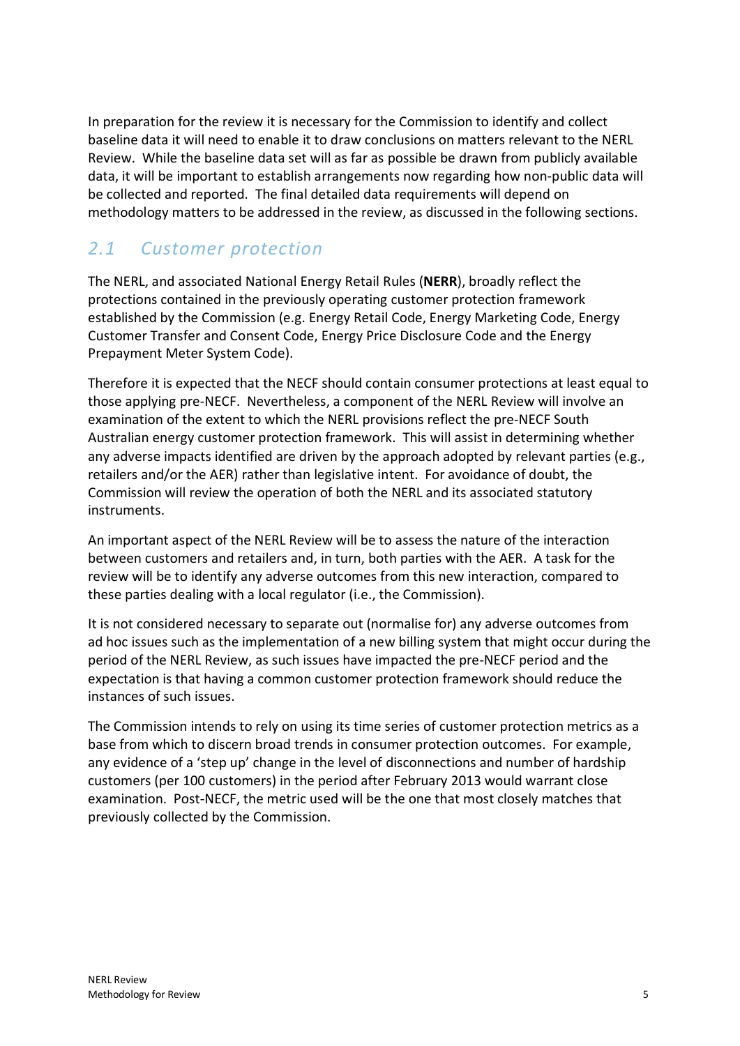In preparation for the review it is necessary for the Commission to identify and collect baseline data it will need to enable it to draw conclusions on matters relevant to the NERL Review. While the baseline data set will as far as possible be drawn from publicly available data, it will be important to establish arrangements now regarding how non-public data will be collected and reported. The final detailed data requirements will depend on methodology matters to be addressed in the review, as discussed in the following sections.

## *2.1 Customer protection*

The NERL, and associated National Energy Retail Rules (**NERR**), broadly reflect the protections contained in the previously operating customer protection framework established by the Commission (e.g. Energy Retail Code, Energy Marketing Code, Energy Customer Transfer and Consent Code, Energy Price Disclosure Code and the Energy Prepayment Meter System Code).

Therefore it is expected that the NECF should contain consumer protections at least equal to those applying pre-NECF. Nevertheless, a component of the NERL Review will involve an examination of the extent to which the NERL provisions reflect the pre-NECF South Australian energy customer protection framework. This will assist in determining whether any adverse impacts identified are driven by the approach adopted by relevant parties (e.g., retailers and/or the AER) rather than legislative intent. For avoidance of doubt, the Commission will review the operation of both the NERL and its associated statutory instruments.

An important aspect of the NERL Review will be to assess the nature of the interaction between customers and retailers and, in turn, both parties with the AER. A task for the review will be to identify any adverse outcomes from this new interaction, compared to these parties dealing with a local regulator (i.e., the Commission).

It is not considered necessary to separate out (normalise for) any adverse outcomes from ad hoc issues such as the implementation of a new billing system that might occur during the period of the NERL Review, as such issues have impacted the pre-NECF period and the expectation is that having a common customer protection framework should reduce the instances of such issues.

The Commission intends to rely on using its time series of customer protection metrics as a base from which to discern broad trends in consumer protection outcomes. For example, any evidence of a 'step up' change in the level of disconnections and number of hardship customers (per 100 customers) in the period after February 2013 would warrant close examination. Post-NECF, the metric used will be the one that most closely matches that previously collected by the Commission.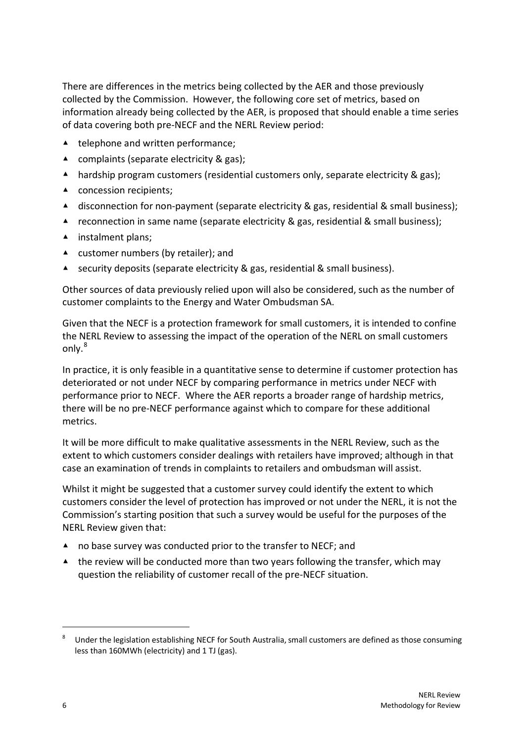There are differences in the metrics being collected by the AER and those previously collected by the Commission. However, the following core set of metrics, based on information already being collected by the AER, is proposed that should enable a time series of data covering both pre-NECF and the NERL Review period:

- telephone and written performance;
- complaints (separate electricity & gas);
- hardship program customers (residential customers only, separate electricity & gas);
- concession recipients;
- disconnection for non-payment (separate electricity & gas, residential & small business);
- reconnection in same name (separate electricity & gas, residential & small business);
- instalment plans;
- customer numbers (by retailer); and
- security deposits (separate electricity & gas, residential & small business).

Other sources of data previously relied upon will also be considered, such as the number of customer complaints to the Energy and Water Ombudsman SA.

Given that the NECF is a protection framework for small customers, it is intended to confine the NERL Review to assessing the impact of the operation of the NERL on small customers only.[8]

In practice, it is only feasible in a quantitative sense to determine if customer protection has deteriorated or not under NECF by comparing performance in metrics under NECF with performance prior to NECF. Where the AER reports a broader range of hardship metrics, there will be no pre-NECF performance against which to compare for these additional metrics.

It will be more difficult to make qualitative assessments in the NERL Review, such as the extent to which customers consider dealings with retailers have improved; although in that case an examination of trends in complaints to retailers and ombudsman will assist.

Whilst it might be suggested that a customer survey could identify the extent to which customers consider the level of protection has improved or not under the NERL, it is not the Commission's starting position that such a survey would be useful for the purposes of the NERL Review given that:

- no base survey was conducted prior to the transfer to NECF; and
- the review will be conducted more than two years following the transfer, which may question the reliability of customer recall of the pre-NECF situation.

[8] Under the legislation establishing NECF for South Australia, small customers are defined as those consuming less than 160MWh (electricity) and 1 TJ (gas).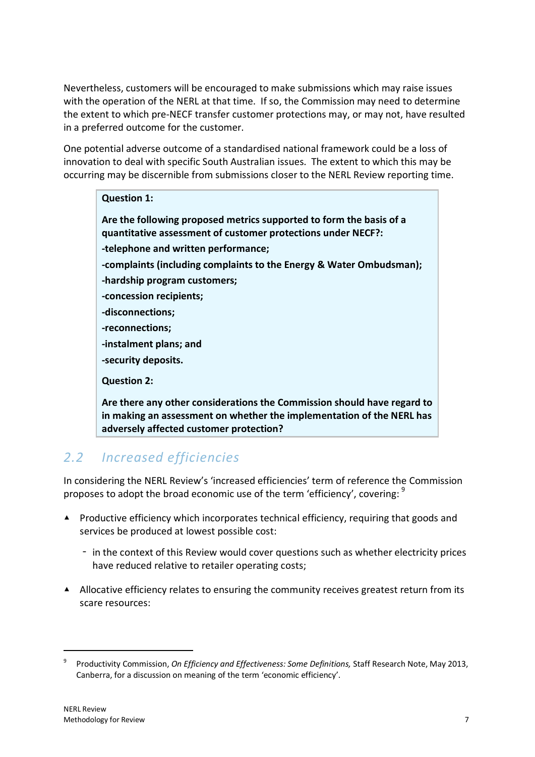Nevertheless, customers will be encouraged to make submissions which may raise issues with the operation of the NERL at that time. If so, the Commission may need to determine the extent to which pre-NECF transfer customer protections may, or may not, have resulted in a preferred outcome for the customer.

One potential adverse outcome of a standardised national framework could be a loss of innovation to deal with specific South Australian issues. The extent to which this may be occurring may be discernible from submissions closer to the NERL Review reporting time.

> **Question 1:**
>
> **Are the following proposed metrics supported to form the basis of a quantitative assessment of customer protections under NECF?:**
>
> **-telephone and written performance;**
>
> **-complaints (including complaints to the Energy & Water Ombudsman);**
>
> **-hardship program customers;**
>
> **-concession recipients;**
>
> **-disconnections;**
>
> **-reconnections;**
>
> **-instalment plans; and**
>
> **-security deposits.**
>
> **Question 2:**
>
> **Are there any other considerations the Commission should have regard to in making an assessment on whether the implementation of the NERL has adversely affected customer protection?**

## *2.2 Increased efficiencies*

In considering the NERL Review's 'increased efficiencies' term of reference the Commission proposes to adopt the broad economic use of the term 'efficiency', covering: [9]

- Productive efficiency which incorporates technical efficiency, requiring that goods and services be produced at lowest possible cost:
  - in the context of this Review would cover questions such as whether electricity prices have reduced relative to retailer operating costs;
- Allocative efficiency relates to ensuring the community receives greatest return from its scare resources:

---

[9] Productivity Commission, *On Efficiency and Effectiveness: Some Definitions,* Staff Research Note, May 2013, Canberra, for a discussion on meaning of the term 'economic efficiency'.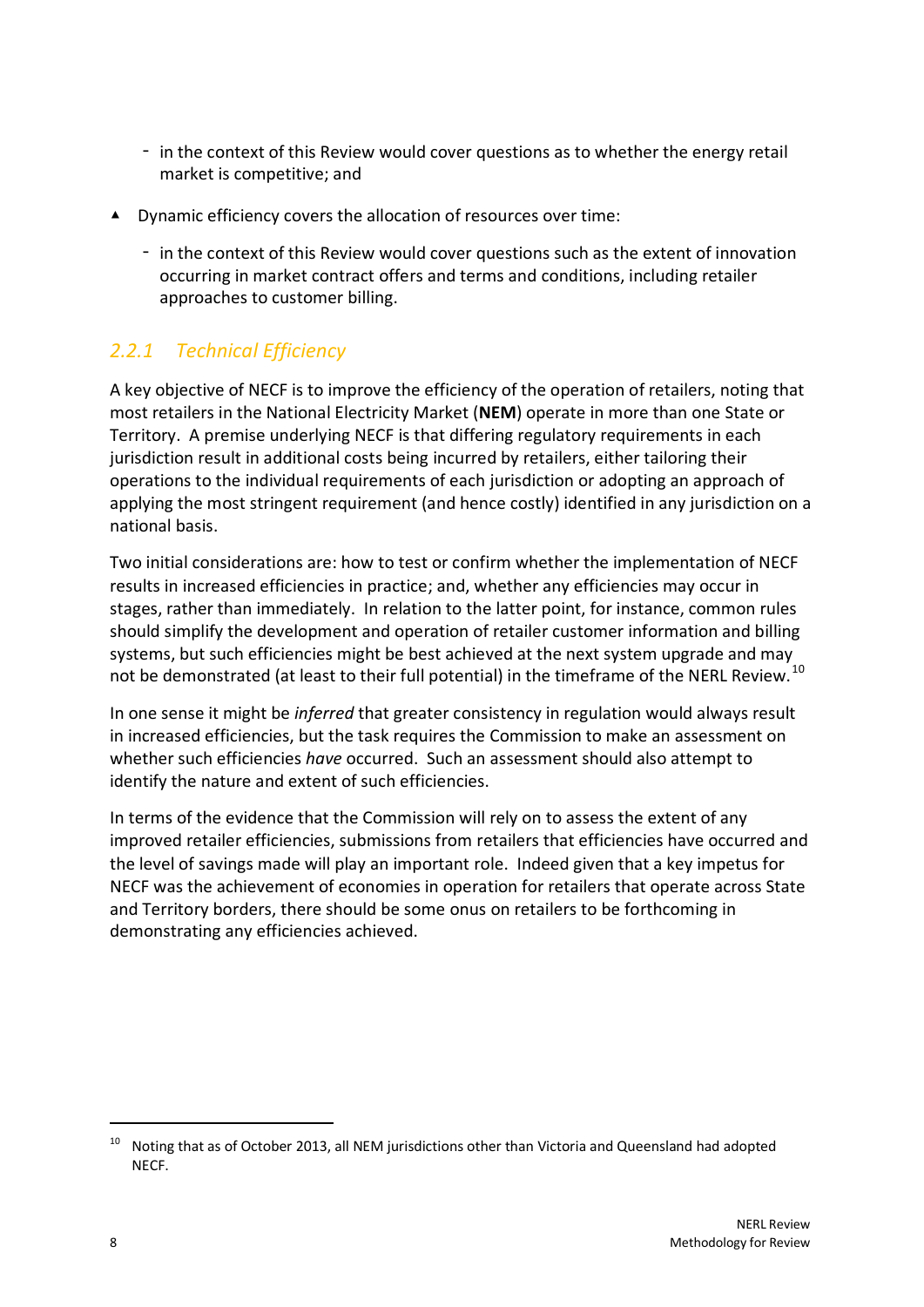- in the context of this Review would cover questions as to whether the energy retail market is competitive; and

- Dynamic efficiency covers the allocation of resources over time:
  - in the context of this Review would cover questions such as the extent of innovation occurring in market contract offers and terms and conditions, including retailer approaches to customer billing.

### *2.2.1 Technical Efficiency*

A key objective of NECF is to improve the efficiency of the operation of retailers, noting that most retailers in the National Electricity Market (**NEM**) operate in more than one State or Territory. A premise underlying NECF is that differing regulatory requirements in each jurisdiction result in additional costs being incurred by retailers, either tailoring their operations to the individual requirements of each jurisdiction or adopting an approach of applying the most stringent requirement (and hence costly) identified in any jurisdiction on a national basis.

Two initial considerations are: how to test or confirm whether the implementation of NECF results in increased efficiencies in practice; and, whether any efficiencies may occur in stages, rather than immediately. In relation to the latter point, for instance, common rules should simplify the development and operation of retailer customer information and billing systems, but such efficiencies might be best achieved at the next system upgrade and may not be demonstrated (at least to their full potential) in the timeframe of the NERL Review.[10]

In one sense it might be *inferred* that greater consistency in regulation would always result in increased efficiencies, but the task requires the Commission to make an assessment on whether such efficiencies *have* occurred. Such an assessment should also attempt to identify the nature and extent of such efficiencies.

In terms of the evidence that the Commission will rely on to assess the extent of any improved retailer efficiencies, submissions from retailers that efficiencies have occurred and the level of savings made will play an important role. Indeed given that a key impetus for NECF was the achievement of economies in operation for retailers that operate across State and Territory borders, there should be some onus on retailers to be forthcoming in demonstrating any efficiencies achieved.

---

[10] Noting that as of October 2013, all NEM jurisdictions other than Victoria and Queensland had adopted NECF.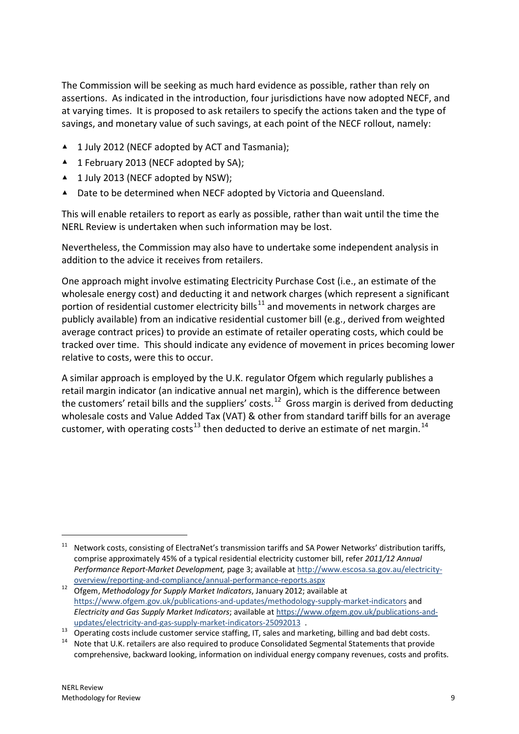The Commission will be seeking as much hard evidence as possible, rather than rely on assertions. As indicated in the introduction, four jurisdictions have now adopted NECF, and at varying times. It is proposed to ask retailers to specify the actions taken and the type of savings, and monetary value of such savings, at each point of the NECF rollout, namely:

- 1 July 2012 (NECF adopted by ACT and Tasmania);
- 1 February 2013 (NECF adopted by SA);
- 1 July 2013 (NECF adopted by NSW);
- Date to be determined when NECF adopted by Victoria and Queensland.

This will enable retailers to report as early as possible, rather than wait until the time the NERL Review is undertaken when such information may be lost.

Nevertheless, the Commission may also have to undertake some independent analysis in addition to the advice it receives from retailers.

One approach might involve estimating Electricity Purchase Cost (i.e., an estimate of the wholesale energy cost) and deducting it and network charges (which represent a significant portion of residential customer electricity bills[11] and movements in network charges are publicly available) from an indicative residential customer bill (e.g., derived from weighted average contract prices) to provide an estimate of retailer operating costs, which could be tracked over time. This should indicate any evidence of movement in prices becoming lower relative to costs, were this to occur.

A similar approach is employed by the U.K. regulator Ofgem which regularly publishes a retail margin indicator (an indicative annual net margin), which is the difference between the customers' retail bills and the suppliers' costs.[12] Gross margin is derived from deducting wholesale costs and Value Added Tax (VAT) & other from standard tariff bills for an average customer, with operating costs[13] then deducted to derive an estimate of net margin.[14]

---

[11] Network costs, consisting of ElectraNet's transmission tariffs and SA Power Networks' distribution tariffs, comprise approximately 45% of a typical residential electricity customer bill, refer *2011/12 Annual Performance Report-Market Development,* page 3; available at http://www.escosa.sa.gov.au/electricity-overview/reporting-and-compliance/annual-performance-reports.aspx

[12] Ofgem, *Methodology for Supply Market Indicators*, January 2012; available at https://www.ofgem.gov.uk/publications-and-updates/methodology-supply-market-indicators and *Electricity and Gas Supply Market Indicators*; available at https://www.ofgem.gov.uk/publications-and-updates/electricity-and-gas-supply-market-indicators-25092013 .

[13] Operating costs include customer service staffing, IT, sales and marketing, billing and bad debt costs.

[14] Note that U.K. retailers are also required to produce Consolidated Segmental Statements that provide comprehensive, backward looking, information on individual energy company revenues, costs and profits.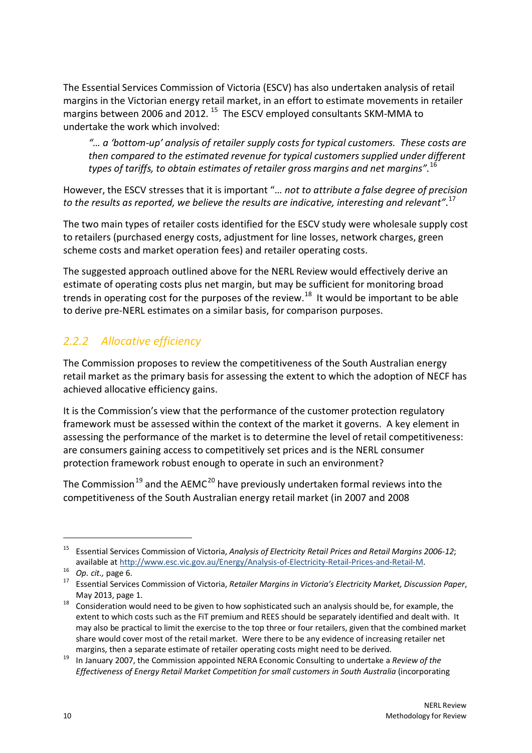The Essential Services Commission of Victoria (ESCV) has also undertaken analysis of retail margins in the Victorian energy retail market, in an effort to estimate movements in retailer margins between 2006 and 2012. [15] The ESCV employed consultants SKM-MMA to undertake the work which involved:

> *"… a 'bottom-up' analysis of retailer supply costs for typical customers. These costs are then compared to the estimated revenue for typical customers supplied under different types of tariffs, to obtain estimates of retailer gross margins and net margins".* [16]

However, the ESCV stresses that it is important "… *not to attribute a false degree of precision to the results as reported, we believe the results are indicative, interesting and relevant"*. [17]

The two main types of retailer costs identified for the ESCV study were wholesale supply cost to retailers (purchased energy costs, adjustment for line losses, network charges, green scheme costs and market operation fees) and retailer operating costs.

The suggested approach outlined above for the NERL Review would effectively derive an estimate of operating costs plus net margin, but may be sufficient for monitoring broad trends in operating cost for the purposes of the review. [18] It would be important to be able to derive pre-NERL estimates on a similar basis, for comparison purposes.

### *2.2.2 Allocative efficiency*

The Commission proposes to review the competitiveness of the South Australian energy retail market as the primary basis for assessing the extent to which the adoption of NECF has achieved allocative efficiency gains.

It is the Commission's view that the performance of the customer protection regulatory framework must be assessed within the context of the market it governs. A key element in assessing the performance of the market is to determine the level of retail competitiveness: are consumers gaining access to competitively set prices and is the NERL consumer protection framework robust enough to operate in such an environment?

The Commission[19] and the AEMC[20] have previously undertaken formal reviews into the competitiveness of the South Australian energy retail market (in 2007 and 2008

---

[15] Essential Services Commission of Victoria, *Analysis of Electricity Retail Prices and Retail Margins 2006-12*; available at http://www.esc.vic.gov.au/Energy/Analysis-of-Electricity-Retail-Prices-and-Retail-M.

[16] *Op. cit.,* page 6.

[17] Essential Services Commission of Victoria, *Retailer Margins in Victoria's Electricity Market, Discussion Paper*, May 2013, page 1.

[18] Consideration would need to be given to how sophisticated such an analysis should be, for example, the extent to which costs such as the FiT premium and REES should be separately identified and dealt with. It may also be practical to limit the exercise to the top three or four retailers, given that the combined market share would cover most of the retail market. Were there to be any evidence of increasing retailer net margins, then a separate estimate of retailer operating costs might need to be derived.

[19] In January 2007, the Commission appointed NERA Economic Consulting to undertake a *Review of the Effectiveness of Energy Retail Market Competition for small customers in South Australia* (incorporating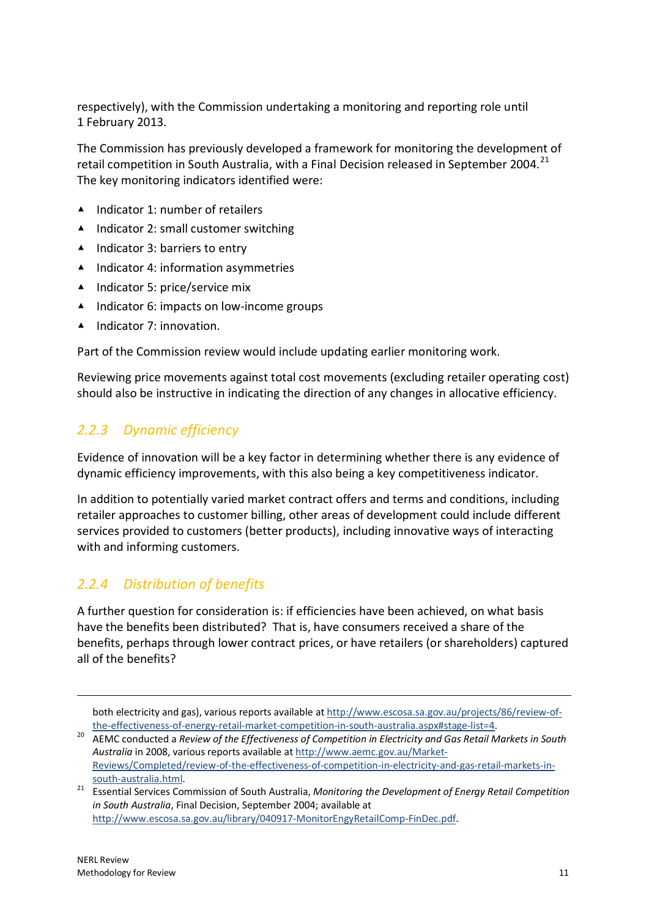respectively), with the Commission undertaking a monitoring and reporting role until 1 February 2013.

The Commission has previously developed a framework for monitoring the development of retail competition in South Australia, with a Final Decision released in September 2004.[21] The key monitoring indicators identified were:

- Indicator 1: number of retailers
- Indicator 2: small customer switching
- Indicator 3: barriers to entry
- Indicator 4: information asymmetries
- Indicator 5: price/service mix
- Indicator 6: impacts on low-income groups
- Indicator 7: innovation.

Part of the Commission review would include updating earlier monitoring work.

Reviewing price movements against total cost movements (excluding retailer operating cost) should also be instructive in indicating the direction of any changes in allocative efficiency.

### *2.2.3 Dynamic efficiency*

Evidence of innovation will be a key factor in determining whether there is any evidence of dynamic efficiency improvements, with this also being a key competitiveness indicator.

In addition to potentially varied market contract offers and terms and conditions, including retailer approaches to customer billing, other areas of development could include different services provided to customers (better products), including innovative ways of interacting with and informing customers.

### *2.2.4 Distribution of benefits*

A further question for consideration is: if efficiencies have been achieved, on what basis have the benefits been distributed? That is, have consumers received a share of the benefits, perhaps through lower contract prices, or have retailers (or shareholders) captured all of the benefits?

---

both electricity and gas), various reports available at http://www.escosa.sa.gov.au/projects/86/review-of-the-effectiveness-of-energy-retail-market-competition-in-south-australia.aspx#stage-list=4.

[20] AEMC conducted a *Review of the Effectiveness of Competition in Electricity and Gas Retail Markets in South Australia* in 2008, various reports available at http://www.aemc.gov.au/Market-Reviews/Completed/review-of-the-effectiveness-of-competition-in-electricity-and-gas-retail-markets-in-south-australia.html.

[21] Essential Services Commission of South Australia, *Monitoring the Development of Energy Retail Competition in South Australia*, Final Decision, September 2004; available at http://www.escosa.sa.gov.au/library/040917-MonitorEngyRetailComp-FinDec.pdf.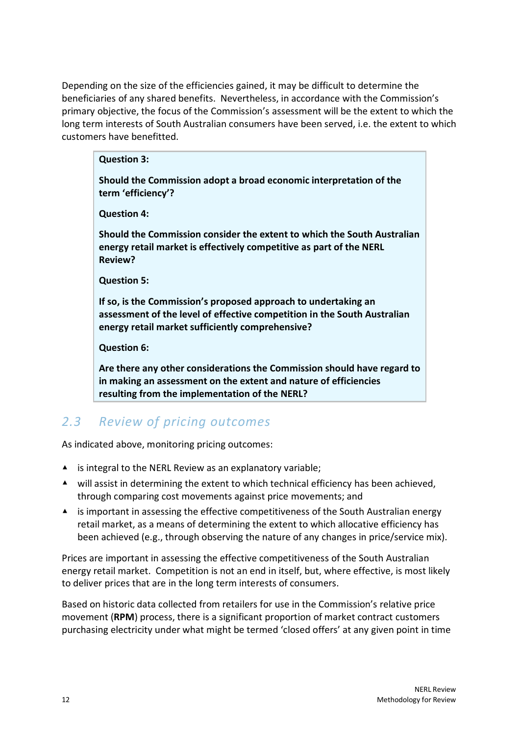Depending on the size of the efficiencies gained, it may be difficult to determine the beneficiaries of any shared benefits. Nevertheless, in accordance with the Commission's primary objective, the focus of the Commission's assessment will be the extent to which the long term interests of South Australian consumers have been served, i.e. the extent to which customers have benefitted.

> **Question 3:**
>
> **Should the Commission adopt a broad economic interpretation of the term 'efficiency'?**
>
> **Question 4:**
>
> **Should the Commission consider the extent to which the South Australian energy retail market is effectively competitive as part of the NERL Review?**
>
> **Question 5:**
>
> **If so, is the Commission's proposed approach to undertaking an assessment of the level of effective competition in the South Australian energy retail market sufficiently comprehensive?**
>
> **Question 6:**
>
> **Are there any other considerations the Commission should have regard to in making an assessment on the extent and nature of efficiencies resulting from the implementation of the NERL?**

## *2.3 Review of pricing outcomes*

As indicated above, monitoring pricing outcomes:

- is integral to the NERL Review as an explanatory variable;
- will assist in determining the extent to which technical efficiency has been achieved, through comparing cost movements against price movements; and
- is important in assessing the effective competitiveness of the South Australian energy retail market, as a means of determining the extent to which allocative efficiency has been achieved (e.g., through observing the nature of any changes in price/service mix).

Prices are important in assessing the effective competitiveness of the South Australian energy retail market. Competition is not an end in itself, but, where effective, is most likely to deliver prices that are in the long term interests of consumers.

Based on historic data collected from retailers for use in the Commission's relative price movement (**RPM**) process, there is a significant proportion of market contract customers purchasing electricity under what might be termed 'closed offers' at any given point in time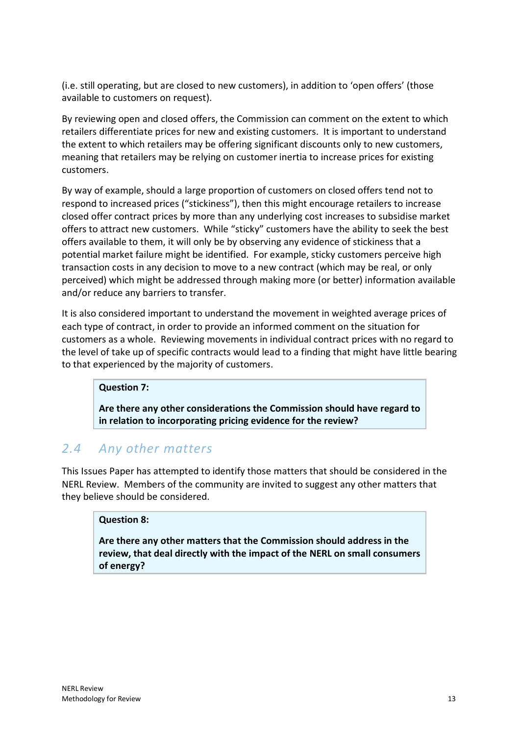(i.e. still operating, but are closed to new customers), in addition to 'open offers' (those available to customers on request).

By reviewing open and closed offers, the Commission can comment on the extent to which retailers differentiate prices for new and existing customers. It is important to understand the extent to which retailers may be offering significant discounts only to new customers, meaning that retailers may be relying on customer inertia to increase prices for existing customers.

By way of example, should a large proportion of customers on closed offers tend not to respond to increased prices ("stickiness"), then this might encourage retailers to increase closed offer contract prices by more than any underlying cost increases to subsidise market offers to attract new customers. While "sticky" customers have the ability to seek the best offers available to them, it will only be by observing any evidence of stickiness that a potential market failure might be identified. For example, sticky customers perceive high transaction costs in any decision to move to a new contract (which may be real, or only perceived) which might be addressed through making more (or better) information available and/or reduce any barriers to transfer.

It is also considered important to understand the movement in weighted average prices of each type of contract, in order to provide an informed comment on the situation for customers as a whole. Reviewing movements in individual contract prices with no regard to the level of take up of specific contracts would lead to a finding that might have little bearing to that experienced by the majority of customers.

> **Question 7:**
>
> **Are there any other considerations the Commission should have regard to in relation to incorporating pricing evidence for the review?**

## *2.4 Any other matters*

This Issues Paper has attempted to identify those matters that should be considered in the NERL Review. Members of the community are invited to suggest any other matters that they believe should be considered.

> **Question 8:**
>
> **Are there any other matters that the Commission should address in the review, that deal directly with the impact of the NERL on small consumers of energy?**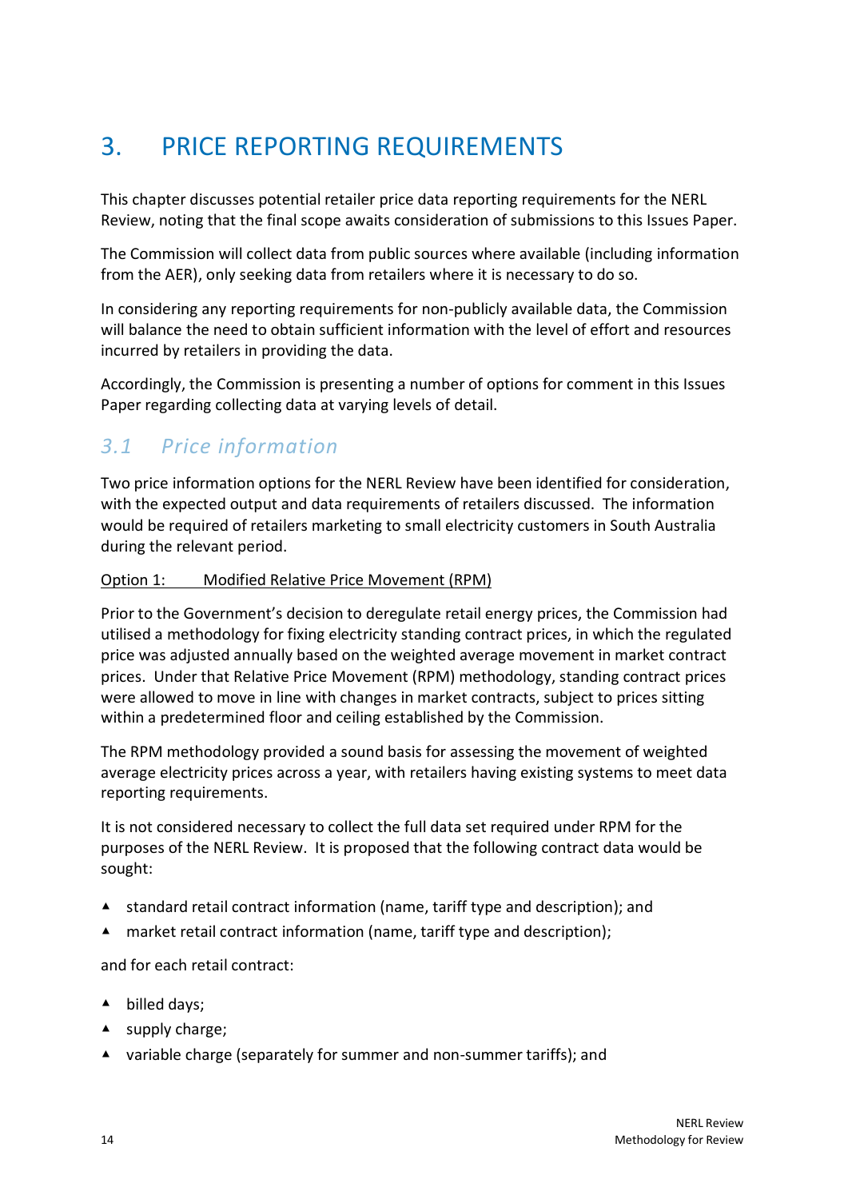# 3. PRICE REPORTING REQUIREMENTS

This chapter discusses potential retailer price data reporting requirements for the NERL Review, noting that the final scope awaits consideration of submissions to this Issues Paper.

The Commission will collect data from public sources where available (including information from the AER), only seeking data from retailers where it is necessary to do so.

In considering any reporting requirements for non-publicly available data, the Commission will balance the need to obtain sufficient information with the level of effort and resources incurred by retailers in providing the data.

Accordingly, the Commission is presenting a number of options for comment in this Issues Paper regarding collecting data at varying levels of detail.

## *3.1 Price information*

Two price information options for the NERL Review have been identified for consideration, with the expected output and data requirements of retailers discussed. The information would be required of retailers marketing to small electricity customers in South Australia during the relevant period.

<u>Option 1: Modified Relative Price Movement (RPM)</u>

Prior to the Government's decision to deregulate retail energy prices, the Commission had utilised a methodology for fixing electricity standing contract prices, in which the regulated price was adjusted annually based on the weighted average movement in market contract prices. Under that Relative Price Movement (RPM) methodology, standing contract prices were allowed to move in line with changes in market contracts, subject to prices sitting within a predetermined floor and ceiling established by the Commission.

The RPM methodology provided a sound basis for assessing the movement of weighted average electricity prices across a year, with retailers having existing systems to meet data reporting requirements.

It is not considered necessary to collect the full data set required under RPM for the purposes of the NERL Review. It is proposed that the following contract data would be sought:

- standard retail contract information (name, tariff type and description); and
- market retail contract information (name, tariff type and description);

and for each retail contract:

- billed days;
- supply charge;
- variable charge (separately for summer and non-summer tariffs); and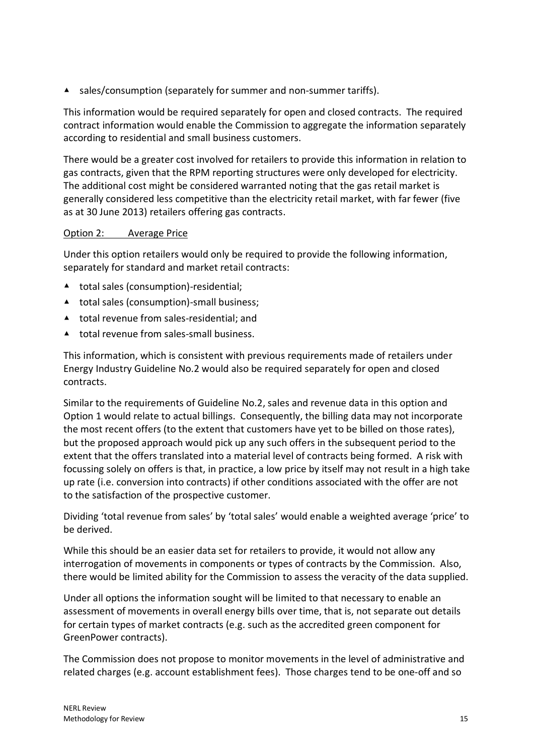- sales/consumption (separately for summer and non-summer tariffs).

This information would be required separately for open and closed contracts. The required contract information would enable the Commission to aggregate the information separately according to residential and small business customers.

There would be a greater cost involved for retailers to provide this information in relation to gas contracts, given that the RPM reporting structures were only developed for electricity. The additional cost might be considered warranted noting that the gas retail market is generally considered less competitive than the electricity retail market, with far fewer (five as at 30 June 2013) retailers offering gas contracts.

Option 2: Average Price

Under this option retailers would only be required to provide the following information, separately for standard and market retail contracts:

- total sales (consumption)-residential;
- total sales (consumption)-small business;
- total revenue from sales-residential; and
- total revenue from sales-small business.

This information, which is consistent with previous requirements made of retailers under Energy Industry Guideline No.2 would also be required separately for open and closed contracts.

Similar to the requirements of Guideline No.2, sales and revenue data in this option and Option 1 would relate to actual billings. Consequently, the billing data may not incorporate the most recent offers (to the extent that customers have yet to be billed on those rates), but the proposed approach would pick up any such offers in the subsequent period to the extent that the offers translated into a material level of contracts being formed. A risk with focussing solely on offers is that, in practice, a low price by itself may not result in a high take up rate (i.e. conversion into contracts) if other conditions associated with the offer are not to the satisfaction of the prospective customer.

Dividing 'total revenue from sales' by 'total sales' would enable a weighted average 'price' to be derived.

While this should be an easier data set for retailers to provide, it would not allow any interrogation of movements in components or types of contracts by the Commission. Also, there would be limited ability for the Commission to assess the veracity of the data supplied.

Under all options the information sought will be limited to that necessary to enable an assessment of movements in overall energy bills over time, that is, not separate out details for certain types of market contracts (e.g. such as the accredited green component for GreenPower contracts).

The Commission does not propose to monitor movements in the level of administrative and related charges (e.g. account establishment fees). Those charges tend to be one-off and so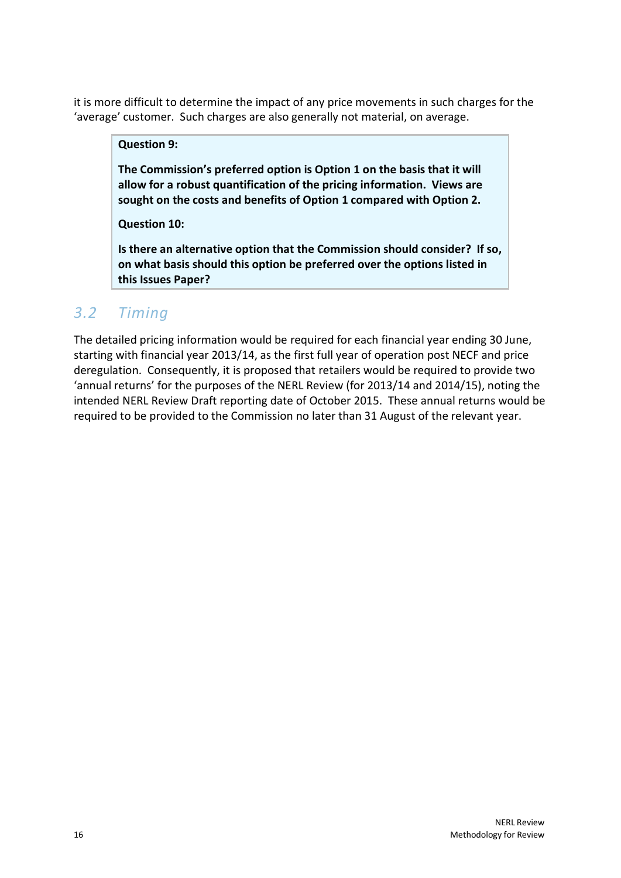it is more difficult to determine the impact of any price movements in such charges for the 'average' customer. Such charges are also generally not material, on average.

> **Question 9:**
>
> **The Commission's preferred option is Option 1 on the basis that it will allow for a robust quantification of the pricing information. Views are sought on the costs and benefits of Option 1 compared with Option 2.**
>
> **Question 10:**
>
> **Is there an alternative option that the Commission should consider? If so, on what basis should this option be preferred over the options listed in this Issues Paper?**

## *3.2 Timing*

The detailed pricing information would be required for each financial year ending 30 June, starting with financial year 2013/14, as the first full year of operation post NECF and price deregulation. Consequently, it is proposed that retailers would be required to provide two 'annual returns' for the purposes of the NERL Review (for 2013/14 and 2014/15), noting the intended NERL Review Draft reporting date of October 2015. These annual returns would be required to be provided to the Commission no later than 31 August of the relevant year.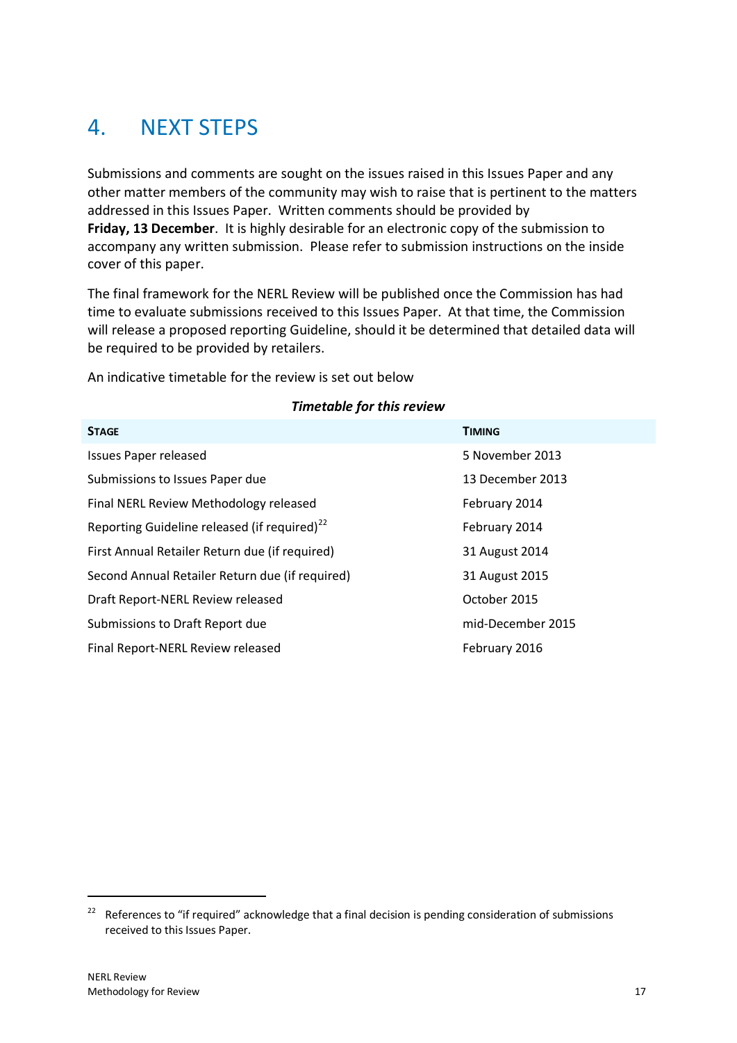# 4. NEXT STEPS

Submissions and comments are sought on the issues raised in this Issues Paper and any other matter members of the community may wish to raise that is pertinent to the matters addressed in this Issues Paper. Written comments should be provided by **Friday, 13 December**. It is highly desirable for an electronic copy of the submission to accompany any written submission. Please refer to submission instructions on the inside cover of this paper.

The final framework for the NERL Review will be published once the Commission has had time to evaluate submissions received to this Issues Paper. At that time, the Commission will release a proposed reporting Guideline, should it be determined that detailed data will be required to be provided by retailers.

An indicative timetable for the review is set out below

***Timetable for this review***

| STAGE | TIMING |
|---|---|
| Issues Paper released | 5 November 2013 |
| Submissions to Issues Paper due | 13 December 2013 |
| Final NERL Review Methodology released | February 2014 |
| Reporting Guideline released (if required)[22] | February 2014 |
| First Annual Retailer Return due (if required) | 31 August 2014 |
| Second Annual Retailer Return due (if required) | 31 August 2015 |
| Draft Report-NERL Review released | October 2015 |
| Submissions to Draft Report due | mid-December 2015 |
| Final Report-NERL Review released | February 2016 |

[22] References to "if required" acknowledge that a final decision is pending consideration of submissions received to this Issues Paper.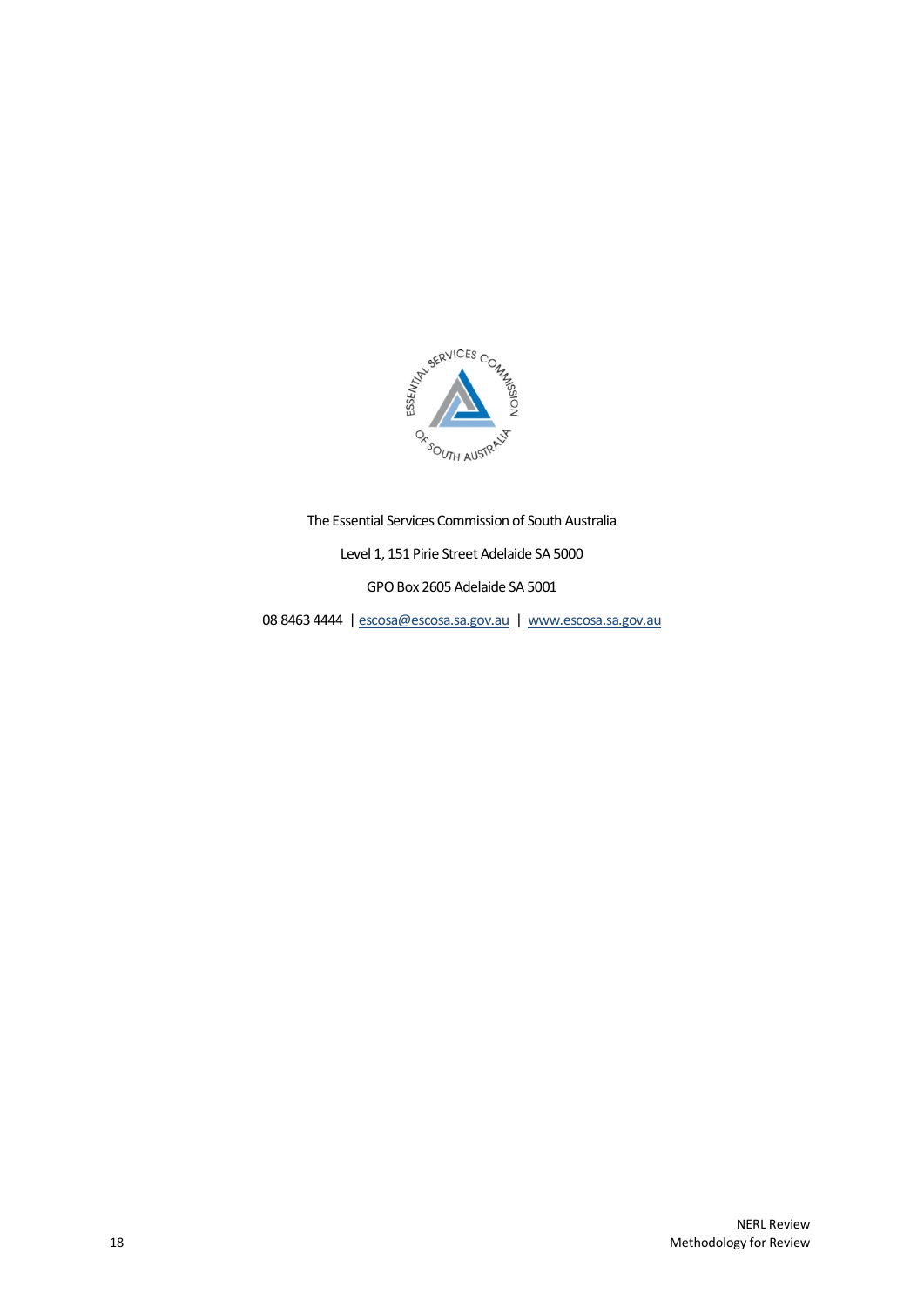The Essential Services Commission of South Australia

Level 1, 151 Pirie Street Adelaide SA 5000

GPO Box 2605 Adelaide SA 5001

08 8463 4444 | escosa@escosa.sa.gov.au | www.escosa.sa.gov.au